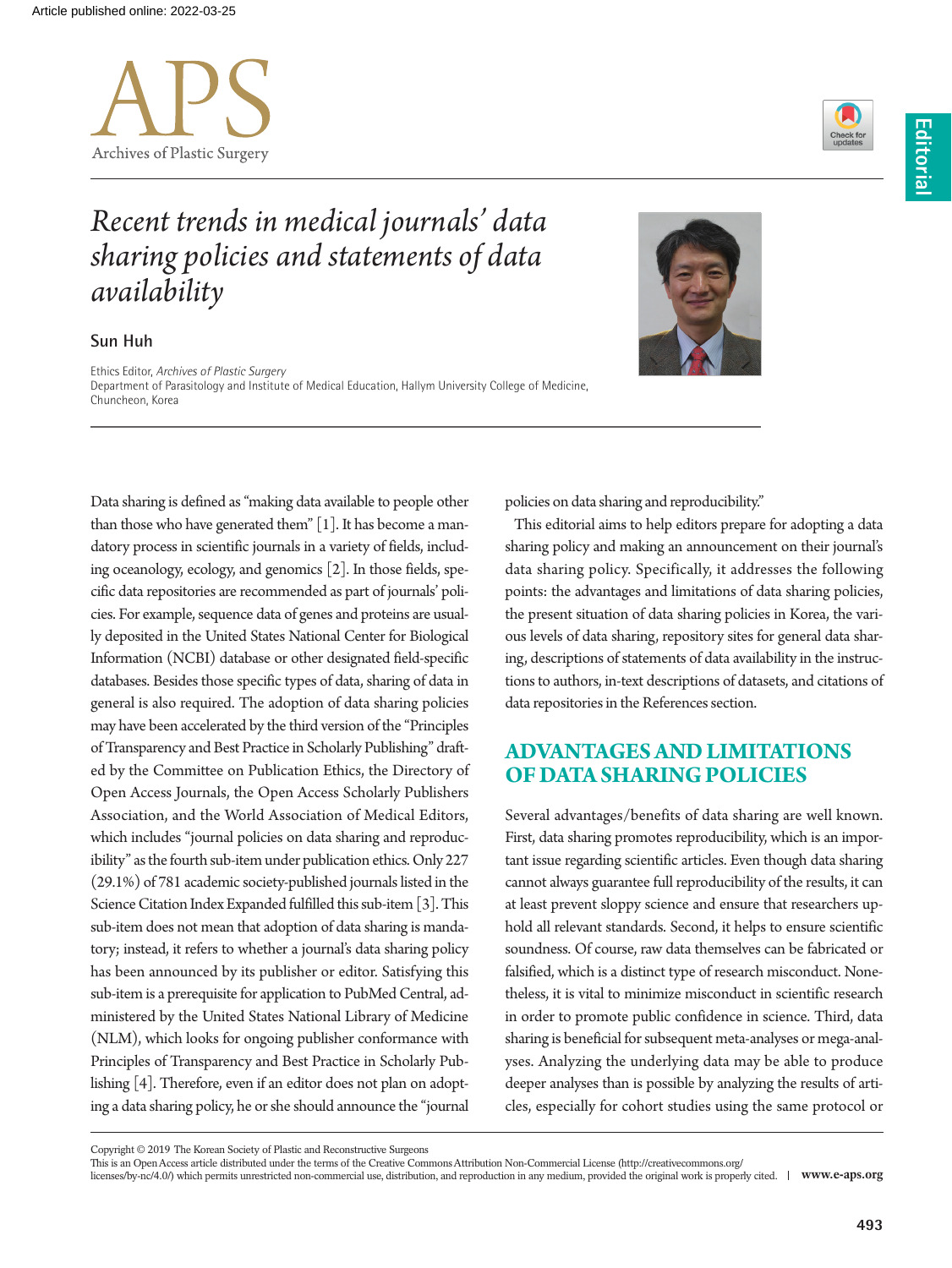Editorial

# Recent trends in medical journals' data sharing policies and statements of data availability

**Sun Huh**

Ethics Editor, *Archives of Plastic Surgery*
Department of Parasitology and Institute of Medical Education, Hallym University College of Medicine, Chuncheon, Korea

Data sharing is defined as "making data available to people other than those who have generated them" [1]. It has become a mandatory process in scientific journals in a variety of fields, including oceanology, ecology, and genomics [2]. In those fields, specific data repositories are recommended as part of journals' policies. For example, sequence data of genes and proteins are usually deposited in the United States National Center for Biological Information (NCBI) database or other designated field-specific databases. Besides those specific types of data, sharing of data in general is also required. The adoption of data sharing policies may have been accelerated by the third version of the "Principles of Transparency and Best Practice in Scholarly Publishing" drafted by the Committee on Publication Ethics, the Directory of Open Access Journals, the Open Access Scholarly Publishers Association, and the World Association of Medical Editors, which includes "journal policies on data sharing and reproducibility" as the fourth sub-item under publication ethics. Only 227 (29.1%) of 781 academic society-published journals listed in the Science Citation Index Expanded fulfilled this sub-item [3]. This sub-item does not mean that adoption of data sharing is mandatory; instead, it refers to whether a journal's data sharing policy has been announced by its publisher or editor. Satisfying this sub-item is a prerequisite for application to PubMed Central, administered by the United States National Library of Medicine (NLM), which looks for ongoing publisher conformance with Principles of Transparency and Best Practice in Scholarly Publishing [4]. Therefore, even if an editor does not plan on adopting a data sharing policy, he or she should announce the "journal policies on data sharing and reproducibility."

This editorial aims to help editors prepare for adopting a data sharing policy and making an announcement on their journal's data sharing policy. Specifically, it addresses the following points: the advantages and limitations of data sharing policies, the present situation of data sharing policies in Korea, the various levels of data sharing, repository sites for general data sharing, descriptions of statements of data availability in the instructions to authors, in-text descriptions of datasets, and citations of data repositories in the References section.

## ADVANTAGES AND LIMITATIONS OF DATA SHARING POLICIES

Several advantages/benefits of data sharing are well known. First, data sharing promotes reproducibility, which is an important issue regarding scientific articles. Even though data sharing cannot always guarantee full reproducibility of the results, it can at least prevent sloppy science and ensure that researchers uphold all relevant standards. Second, it helps to ensure scientific soundness. Of course, raw data themselves can be fabricated or falsified, which is a distinct type of research misconduct. Nonetheless, it is vital to minimize misconduct in scientific research in order to promote public confidence in science. Third, data sharing is beneficial for subsequent meta-analyses or mega-analyses. Analyzing the underlying data may be able to produce deeper analyses than is possible by analyzing the results of articles, especially for cohort studies using the same protocol or

Copyright © 2019 The Korean Society of Plastic and Reconstructive Surgeons
This is an Open Access article distributed under the terms of the Creative Commons Attribution Non-Commercial License (http://creativecommons.org/licenses/by-nc/4.0/) which permits unrestricted non-commercial use, distribution, and reproduction in any medium, provided the original work is properly cited.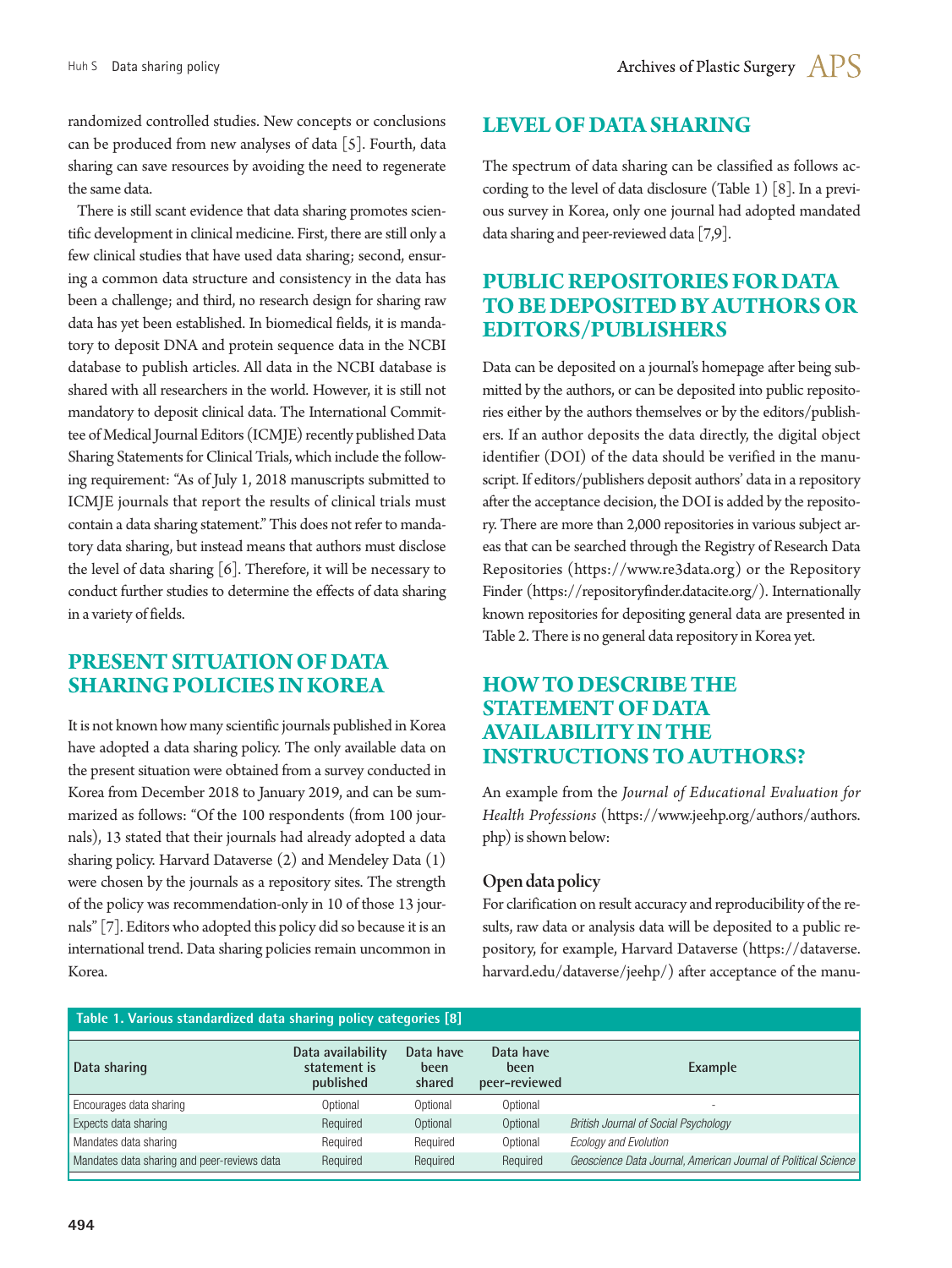randomized controlled studies. New concepts or conclusions can be produced from new analyses of data [5]. Fourth, data sharing can save resources by avoiding the need to regenerate the same data.

There is still scant evidence that data sharing promotes scientific development in clinical medicine. First, there are still only a few clinical studies that have used data sharing; second, ensuring a common data structure and consistency in the data has been a challenge; and third, no research design for sharing raw data has yet been established. In biomedical fields, it is mandatory to deposit DNA and protein sequence data in the NCBI database to publish articles. All data in the NCBI database is shared with all researchers in the world. However, it is still not mandatory to deposit clinical data. The International Committee of Medical Journal Editors (ICMJE) recently published Data Sharing Statements for Clinical Trials, which include the following requirement: "As of July 1, 2018 manuscripts submitted to ICMJE journals that report the results of clinical trials must contain a data sharing statement." This does not refer to mandatory data sharing, but instead means that authors must disclose the level of data sharing [6]. Therefore, it will be necessary to conduct further studies to determine the effects of data sharing in a variety of fields.

## PRESENT SITUATION OF DATA SHARING POLICIES IN KOREA

It is not known how many scientific journals published in Korea have adopted a data sharing policy. The only available data on the present situation were obtained from a survey conducted in Korea from December 2018 to January 2019, and can be summarized as follows: "Of the 100 respondents (from 100 journals), 13 stated that their journals had already adopted a data sharing policy. Harvard Dataverse (2) and Mendeley Data (1) were chosen by the journals as a repository sites. The strength of the policy was recommendation-only in 10 of those 13 journals" [7]. Editors who adopted this policy did so because it is an international trend. Data sharing policies remain uncommon in Korea.

## LEVEL OF DATA SHARING

The spectrum of data sharing can be classified as follows according to the level of data disclosure (Table 1) [8]. In a previous survey in Korea, only one journal had adopted mandated data sharing and peer-reviewed data [7,9].

## PUBLIC REPOSITORIES FOR DATA TO BE DEPOSITED BY AUTHORS OR EDITORS/PUBLISHERS

Data can be deposited on a journal's homepage after being submitted by the authors, or can be deposited into public repositories either by the authors themselves or by the editors/publishers. If an author deposits the data directly, the digital object identifier (DOI) of the data should be verified in the manuscript. If editors/publishers deposit authors' data in a repository after the acceptance decision, the DOI is added by the repository. There are more than 2,000 repositories in various subject areas that can be searched through the Registry of Research Data Repositories (https://www.re3data.org) or the Repository Finder (https://repositoryfinder.datacite.org/). Internationally known repositories for depositing general data are presented in Table 2. There is no general data repository in Korea yet.

## HOW TO DESCRIBE THE STATEMENT OF DATA AVAILABILITY IN THE INSTRUCTIONS TO AUTHORS?

An example from the *Journal of Educational Evaluation for Health Professions* (https://www.jeehp.org/authors/authors.php) is shown below:

### Open data policy

For clarification on result accuracy and reproducibility of the results, raw data or analysis data will be deposited to a public repository, for example, Harvard Dataverse (https://dataverse.harvard.edu/dataverse/jeehp/) after acceptance of the manu-

**Table 1. Various standardized data sharing policy categories [8]**

| Data sharing | Data availability statement is published | Data have been shared | Data have been peer-reviewed | Example |
|---|---|---|---|---|
| Encourages data sharing | Optional | Optional | Optional | - |
| Expects data sharing | Required | Optional | Optional | *British Journal of Social Psychology* |
| Mandates data sharing | Required | Required | Optional | *Ecology and Evolution* |
| Mandates data sharing and peer-reviews data | Required | Required | Required | *Geoscience Data Journal, American Journal of Political Science* |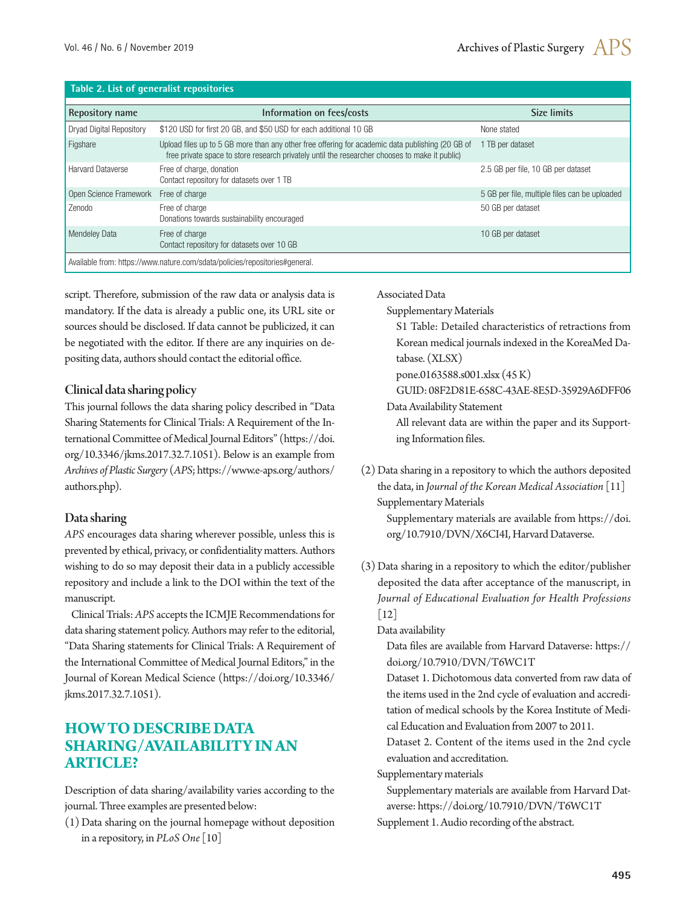**Table 2. List of generalist repositories**

| Repository name | Information on fees/costs | Size limits |
|---|---|---|
| Dryad Digital Repository | $120 USD for first 20 GB, and $50 USD for each additional 10 GB | None stated |
| Figshare | Upload files up to 5 GB more than any other free offering for academic data publishing (20 GB of free private space to store research privately until the researcher chooses to make it public) | 1 TB per dataset |
| Harvard Dataverse | Free of charge, donation<br>Contact repository for datasets over 1 TB | 2.5 GB per file, 10 GB per dataset |
| Open Science Framework | Free of charge | 5 GB per file, multiple files can be uploaded |
| Zenodo | Free of charge<br>Donations towards sustainability encouraged | 50 GB per dataset |
| Mendeley Data | Free of charge<br>Contact repository for datasets over 10 GB | 10 GB per dataset |

Available from: https://www.nature.com/sdata/policies/repositories#general.

script. Therefore, submission of the raw data or analysis data is mandatory. If the data is already a public one, its URL site or sources should be disclosed. If data cannot be publicized, it can be negotiated with the editor. If there are any inquiries on depositing data, authors should contact the editorial office.

### Clinical data sharing policy

This journal follows the data sharing policy described in "Data Sharing Statements for Clinical Trials: A Requirement of the International Committee of Medical Journal Editors" (https://doi.org/10.3346/jkms.2017.32.7.1051). Below is an example from *Archives of Plastic Surgery* (*APS*; https://www.e-aps.org/authors/authors.php).

### Data sharing

*APS* encourages data sharing wherever possible, unless this is prevented by ethical, privacy, or confidentiality matters. Authors wishing to do so may deposit their data in a publicly accessible repository and include a link to the DOI within the text of the manuscript.

Clinical Trials: *APS* accepts the ICMJE Recommendations for data sharing statement policy. Authors may refer to the editorial, "Data Sharing statements for Clinical Trials: A Requirement of the International Committee of Medical Journal Editors," in the Journal of Korean Medical Science (https://doi.org/10.3346/jkms.2017.32.7.1051).

## HOW TO DESCRIBE DATA SHARING/AVAILABILITY IN AN ARTICLE?

Description of data sharing/availability varies according to the journal. Three examples are presented below:

(1) Data sharing on the journal homepage without deposition in a repository, in *PLoS One* [10]

Associated Data

Supplementary Materials

S1 Table: Detailed characteristics of retractions from Korean medical journals indexed in the KoreaMed Database. (XLSX)

pone.0163588.s001.xlsx (45 K)

GUID: 08F2D81E-658C-43AE-8E5D-35929A6DFF06

Data Availability Statement

All relevant data are within the paper and its Supporting Information files.

(2) Data sharing in a repository to which the authors deposited the data, in *Journal of the Korean Medical Association* [11]

Supplementary Materials

Supplementary materials are available from https://doi.org/10.7910/DVN/X6CI4I, Harvard Dataverse.

(3) Data sharing in a repository to which the editor/publisher deposited the data after acceptance of the manuscript, in *Journal of Educational Evaluation for Health Professions* [12]

Data availability

Data files are available from Harvard Dataverse: https://doi.org/10.7910/DVN/T6WC1T

Dataset 1. Dichotomous data converted from raw data of the items used in the 2nd cycle of evaluation and accreditation of medical schools by the Korea Institute of Medical Education and Evaluation from 2007 to 2011.

Dataset 2. Content of the items used in the 2nd cycle evaluation and accreditation.

Supplementary materials

Supplementary materials are available from Harvard Dataverse: https://doi.org/10.7910/DVN/T6WC1T

Supplement 1. Audio recording of the abstract.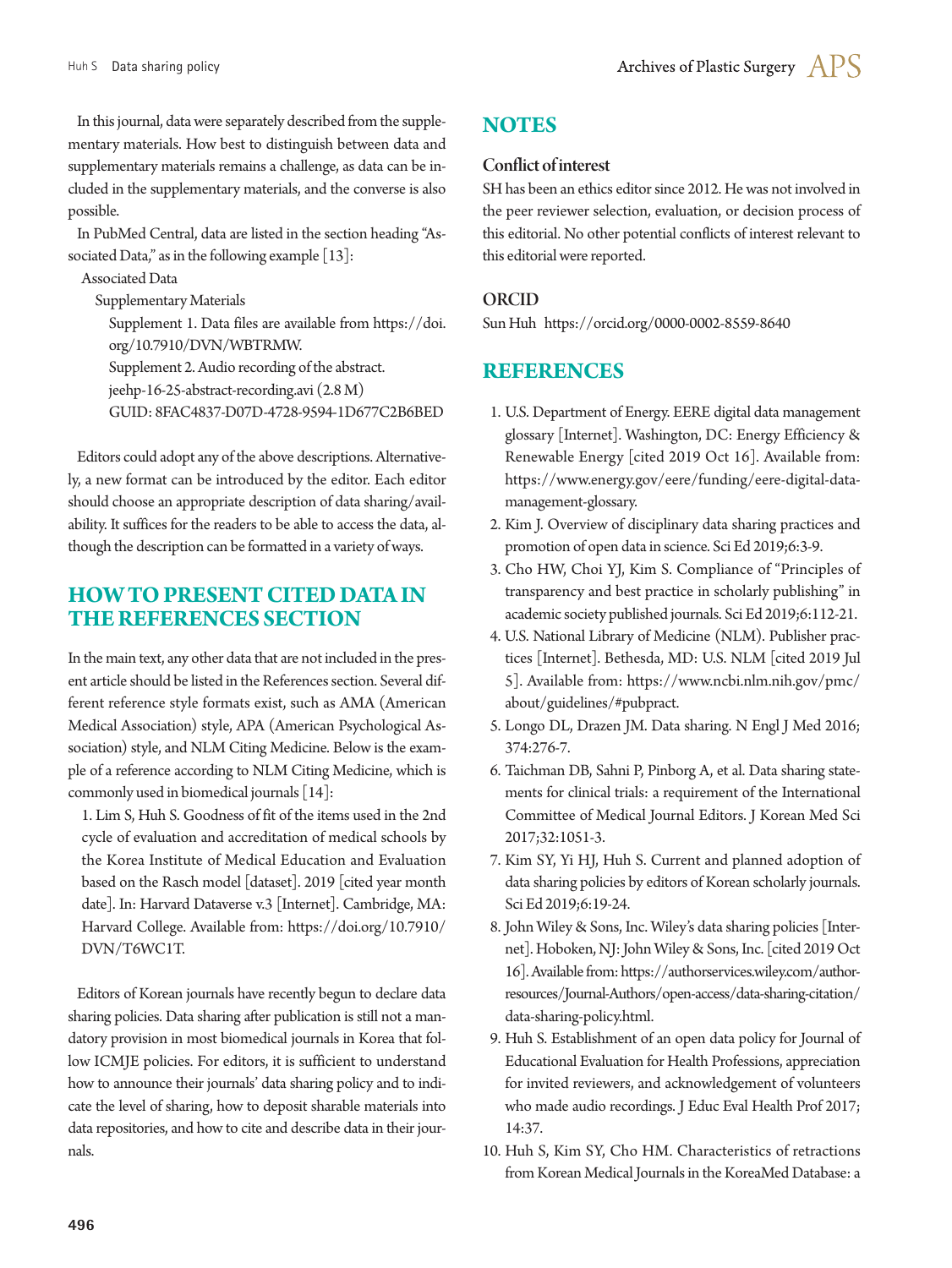In this journal, data were separately described from the supplementary materials. How best to distinguish between data and supplementary materials remains a challenge, as data can be included in the supplementary materials, and the converse is also possible.

In PubMed Central, data are listed in the section heading "Associated Data," as in the following example [13]:

Associated Data

  Supplementary Materials

    Supplement 1. Data files are available from https://doi.org/10.7910/DVN/WBTRMW.

    Supplement 2. Audio recording of the abstract.

    jeehp-16-25-abstract-recording.avi (2.8 M)

    GUID: 8FAC4837-D07D-4728-9594-1D677C2B6BED

Editors could adopt any of the above descriptions. Alternatively, a new format can be introduced by the editor. Each editor should choose an appropriate description of data sharing/availability. It suffices for the readers to be able to access the data, although the description can be formatted in a variety of ways.

## HOW TO PRESENT CITED DATA IN THE REFERENCES SECTION

In the main text, any other data that are not included in the present article should be listed in the References section. Several different reference style formats exist, such as AMA (American Medical Association) style, APA (American Psychological Association) style, and NLM Citing Medicine. Below is the example of a reference according to NLM Citing Medicine, which is commonly used in biomedical journals [14]:

1. Lim S, Huh S. Goodness of fit of the items used in the 2nd cycle of evaluation and accreditation of medical schools by the Korea Institute of Medical Education and Evaluation based on the Rasch model [dataset]. 2019 [cited year month date]. In: Harvard Dataverse v.3 [Internet]. Cambridge, MA: Harvard College. Available from: https://doi.org/10.7910/DVN/T6WC1T.

Editors of Korean journals have recently begun to declare data sharing policies. Data sharing after publication is still not a mandatory provision in most biomedical journals in Korea that follow ICMJE policies. For editors, it is sufficient to understand how to announce their journals' data sharing policy and to indicate the level of sharing, how to deposit sharable materials into data repositories, and how to cite and describe data in their journals.

## NOTES

### Conflict of interest

SH has been an ethics editor since 2012. He was not involved in the peer reviewer selection, evaluation, or decision process of this editorial. No other potential conflicts of interest relevant to this editorial were reported.

### ORCID

Sun Huh https://orcid.org/0000-0002-8559-8640

## REFERENCES

1. U.S. Department of Energy. EERE digital data management glossary [Internet]. Washington, DC: Energy Efficiency & Renewable Energy [cited 2019 Oct 16]. Available from: https://www.energy.gov/eere/funding/eere-digital-data-management-glossary.
2. Kim J. Overview of disciplinary data sharing practices and promotion of open data in science. Sci Ed 2019;6:3-9.
3. Cho HW, Choi YJ, Kim S. Compliance of "Principles of transparency and best practice in scholarly publishing" in academic society published journals. Sci Ed 2019;6:112-21.
4. U.S. National Library of Medicine (NLM). Publisher practices [Internet]. Bethesda, MD: U.S. NLM [cited 2019 Jul 5]. Available from: https://www.ncbi.nlm.nih.gov/pmc/about/guidelines/#pubpract.
5. Longo DL, Drazen JM. Data sharing. N Engl J Med 2016;374:276-7.
6. Taichman DB, Sahni P, Pinborg A, et al. Data sharing statements for clinical trials: a requirement of the International Committee of Medical Journal Editors. J Korean Med Sci 2017;32:1051-3.
7. Kim SY, Yi HJ, Huh S. Current and planned adoption of data sharing policies by editors of Korean scholarly journals. Sci Ed 2019;6:19-24.
8. John Wiley & Sons, Inc. Wiley's data sharing policies [Internet]. Hoboken, NJ: John Wiley & Sons, Inc. [cited 2019 Oct 16]. Available from: https://authorservices.wiley.com/author-resources/Journal-Authors/open-access/data-sharing-citation/data-sharing-policy.html.
9. Huh S. Establishment of an open data policy for Journal of Educational Evaluation for Health Professions, appreciation for invited reviewers, and acknowledgement of volunteers who made audio recordings. J Educ Eval Health Prof 2017;14:37.
10. Huh S, Kim SY, Cho HM. Characteristics of retractions from Korean Medical Journals in the KoreaMed Database: a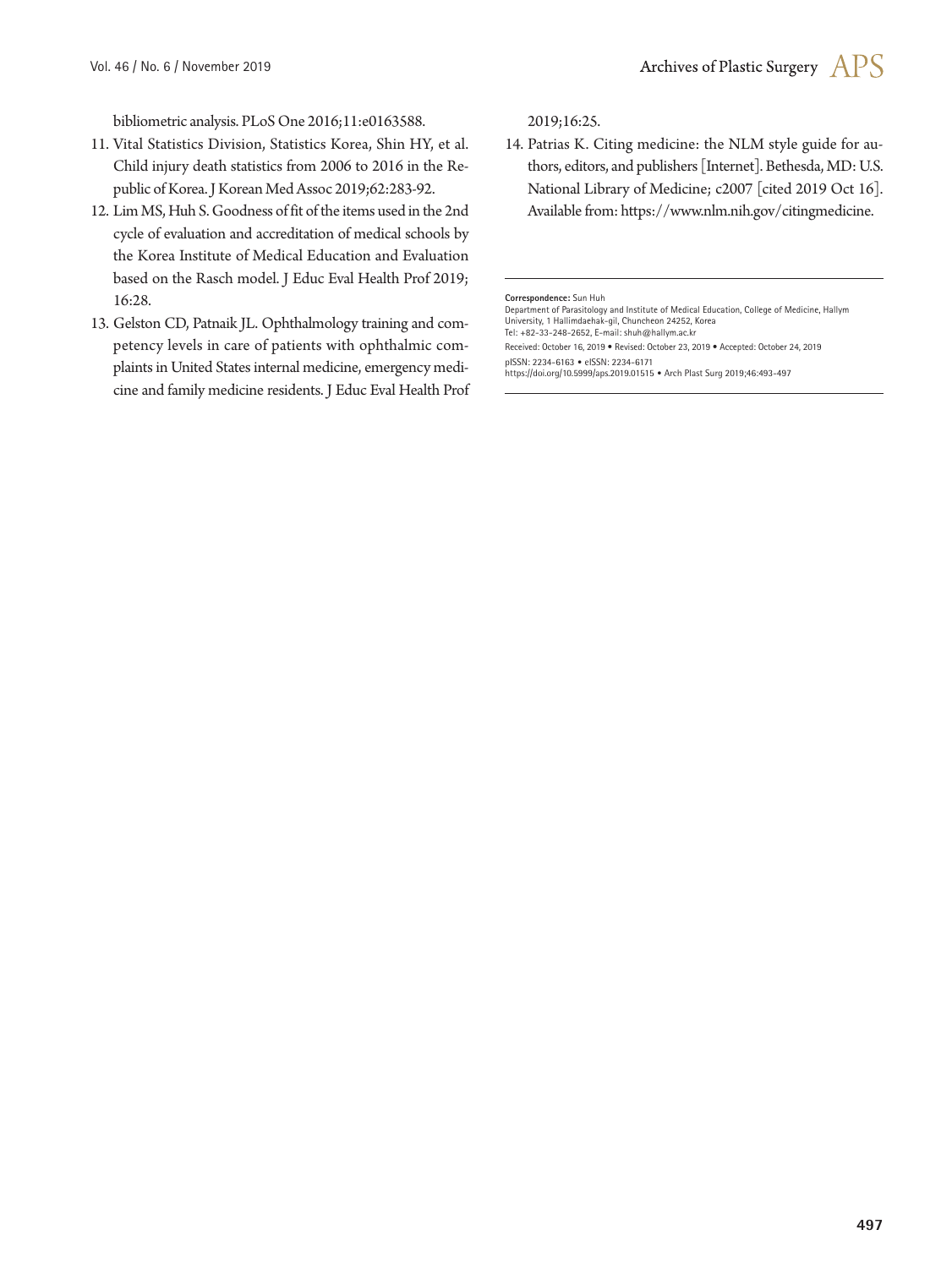bibliometric analysis. PLoS One 2016;11:e0163588.

11. Vital Statistics Division, Statistics Korea, Shin HY, et al. Child injury death statistics from 2006 to 2016 in the Republic of Korea. J Korean Med Assoc 2019;62:283-92.
12. Lim MS, Huh S. Goodness of fit of the items used in the 2nd cycle of evaluation and accreditation of medical schools by the Korea Institute of Medical Education and Evaluation based on the Rasch model. J Educ Eval Health Prof 2019; 16:28.
13. Gelston CD, Patnaik JL. Ophthalmology training and competency levels in care of patients with ophthalmic complaints in United States internal medicine, emergency medicine and family medicine residents. J Educ Eval Health Prof 2019;16:25.
14. Patrias K. Citing medicine: the NLM style guide for authors, editors, and publishers [Internet]. Bethesda, MD: U.S. National Library of Medicine; c2007 [cited 2019 Oct 16]. Available from: https://www.nlm.nih.gov/citingmedicine.

---

**Correspondence:** Sun Huh
Department of Parasitology and Institute of Medical Education, College of Medicine, Hallym University, 1 Hallimdaehak-gil, Chuncheon 24252, Korea
Tel: +82-33-248-2652, E-mail: shuh@hallym.ac.kr

Received: October 16, 2019 • Revised: October 23, 2019 • Accepted: October 24, 2019

pISSN: 2234-6163 • eISSN: 2234-6171
https://doi.org/10.5999/aps.2019.01515 • Arch Plast Surg 2019;46:493-497